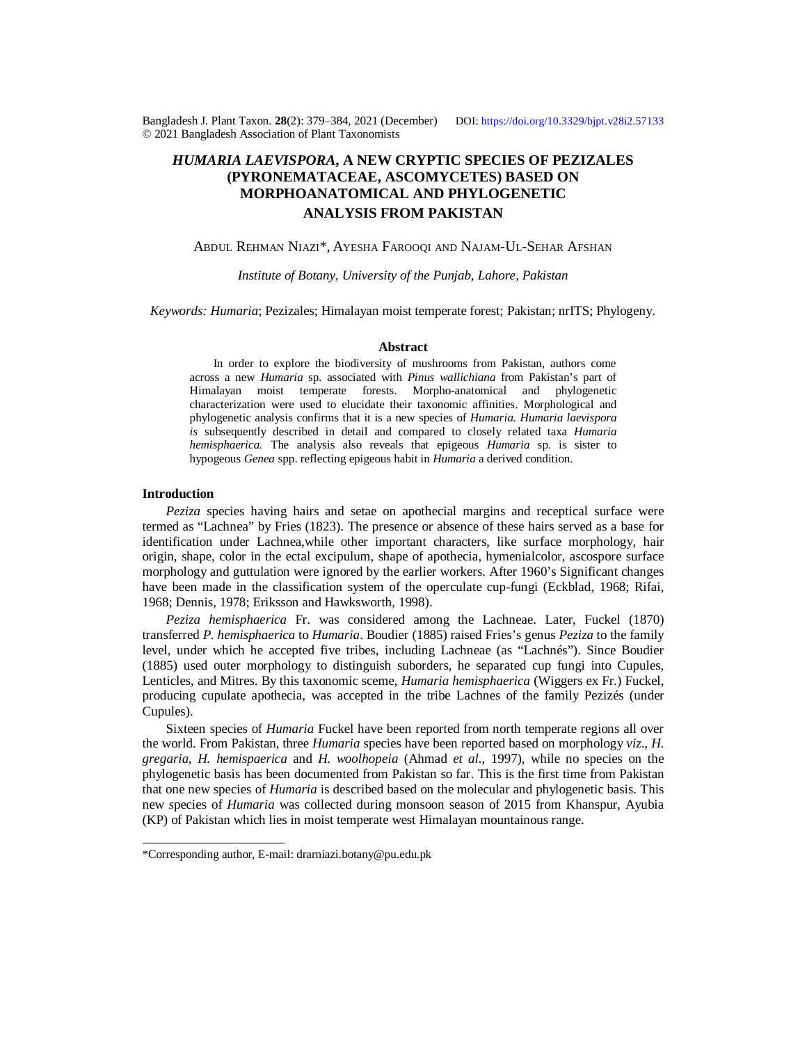# *HUMARIA LAEVISPORA*, A NEW CRYPTIC SPECIES OF PEZIZALES (PYRONEMATACEAE, ASCOMYCETES) BASED ON MORPHOANATOMICAL AND PHYLOGENETIC ANALYSIS FROM PAKISTAN

ABDUL REHMAN NIAZI*, AYESHA FAROOQI AND NAJAM-UL-SEHAR AFSHAN

*Institute of Botany, University of the Punjab, Lahore, Pakistan*

*Keywords: Humaria*; Pezizales; Himalayan moist temperate forest; Pakistan; nrITS; Phylogeny.

## Abstract

In order to explore the biodiversity of mushrooms from Pakistan, authors come across a new *Humaria* sp. associated with *Pinus wallichiana* from Pakistan's part of Himalayan moist temperate forests. Morpho-anatomical and phylogenetic characterization were used to elucidate their taxonomic affinities. Morphological and phylogenetic analysis confirms that it is a new species of *Humaria. Humaria laevispora is* subsequently described in detail and compared to closely related taxa *Humaria hemisphaerica.* The analysis also reveals that epigeous *Humaria* sp. is sister to hypogeous *Genea* spp. reflecting epigeous habit in *Humaria* a derived condition.

## Introduction

*Peziza* species having hairs and setae on apothecial margins and receptical surface were termed as "Lachnea" by Fries (1823). The presence or absence of these hairs served as a base for identification under Lachnea,while other important characters, like surface morphology, hair origin, shape, color in the ectal excipulum, shape of apothecia, hymenialcolor, ascospore surface morphology and guttulation were ignored by the earlier workers. After 1960's Significant changes have been made in the classification system of the operculate cup-fungi (Eckblad, 1968; Rifai, 1968; Dennis, 1978; Eriksson and Hawksworth, 1998).

*Peziza hemisphaerica* Fr. was considered among the Lachneae. Later, Fuckel (1870) transferred *P. hemisphaerica* to *Humaria*. Boudier (1885) raised Fries's genus *Peziza* to the family level, under which he accepted five tribes, including Lachneae (as "Lachnés"). Since Boudier (1885) used outer morphology to distinguish suborders, he separated cup fungi into Cupules, Lenticles, and Mitres. By this taxonomic sceme, *Humaria hemisphaerica* (Wiggers ex Fr.) Fuckel, producing cupulate apothecia, was accepted in the tribe Lachnes of the family Pezizés (under Cupules).

Sixteen species of *Humaria* Fuckel have been reported from north temperate regions all over the world. From Pakistan, three *Humaria* species have been reported based on morphology *viz*., *H. gregaria, H. hemispaerica* and *H. woolhopeia* (Ahmad *et al*., 1997), while no species on the phylogenetic basis has been documented from Pakistan so far. This is the first time from Pakistan that one new species of *Humaria* is described based on the molecular and phylogenetic basis. This new species of *Humaria* was collected during monsoon season of 2015 from Khanspur, Ayubia (KP) of Pakistan which lies in moist temperate west Himalayan mountainous range.

*Corresponding author, E-mail: drarniazi.botany@pu.edu.pk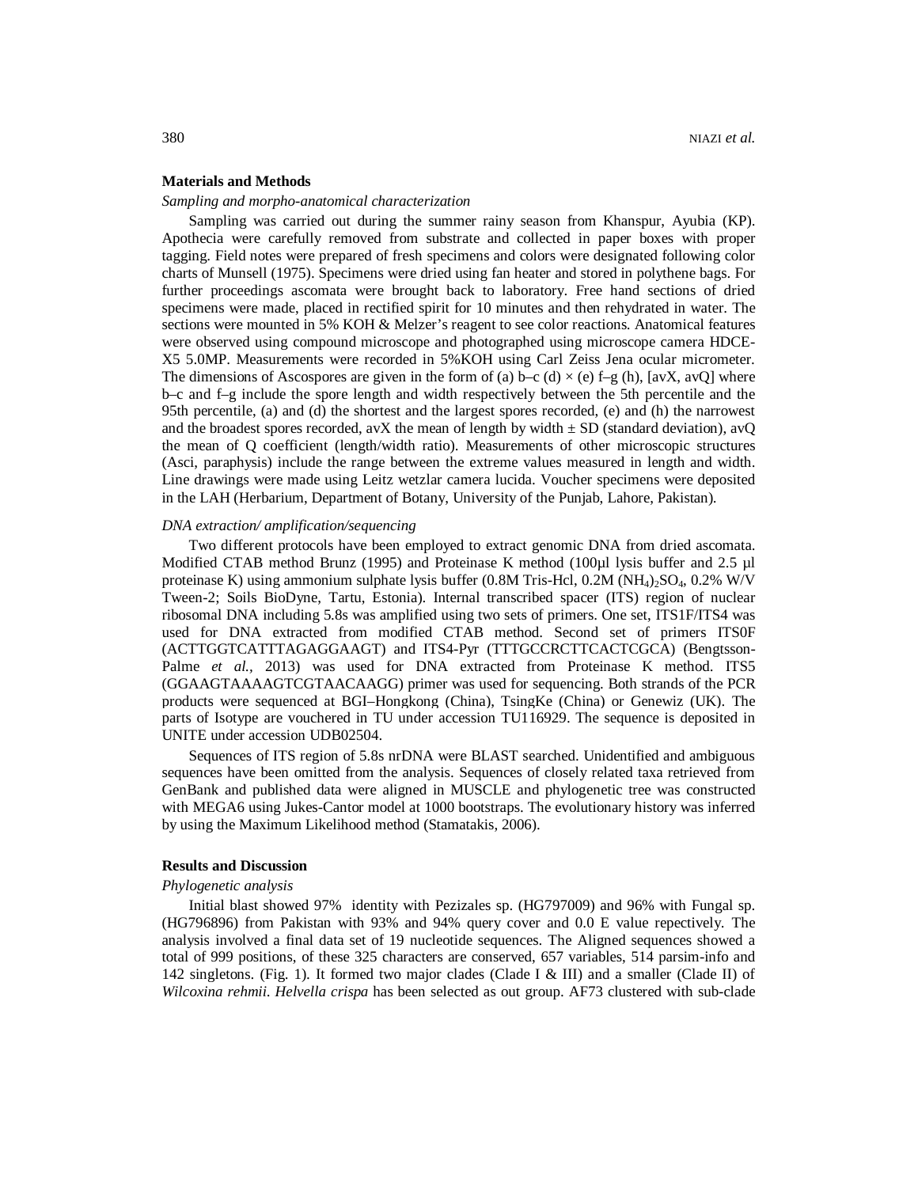## Materials and Methods

*Sampling and morpho-anatomical characterization*

Sampling was carried out during the summer rainy season from Khanspur, Ayubia (KP). Apothecia were carefully removed from substrate and collected in paper boxes with proper tagging. Field notes were prepared of fresh specimens and colors were designated following color charts of Munsell (1975). Specimens were dried using fan heater and stored in polythene bags. For further proceedings ascomata were brought back to laboratory. Free hand sections of dried specimens were made, placed in rectified spirit for 10 minutes and then rehydrated in water. The sections were mounted in 5% KOH & Melzer's reagent to see color reactions. Anatomical features were observed using compound microscope and photographed using microscope camera HDCE-X5 5.0MP. Measurements were recorded in 5%KOH using Carl Zeiss Jena ocular micrometer. The dimensions of Ascospores are given in the form of (a) b–c (d) × (e) f–g (h), [avX, avQ] where b–c and f–g include the spore length and width respectively between the 5th percentile and the 95th percentile, (a) and (d) the shortest and the largest spores recorded, (e) and (h) the narrowest and the broadest spores recorded, avX the mean of length by width ± SD (standard deviation), avQ the mean of Q coefficient (length/width ratio). Measurements of other microscopic structures (Asci, paraphysis) include the range between the extreme values measured in length and width. Line drawings were made using Leitz wetzlar camera lucida. Voucher specimens were deposited in the LAH (Herbarium, Department of Botany, University of the Punjab, Lahore, Pakistan).

*DNA extraction/ amplification/sequencing*

Two different protocols have been employed to extract genomic DNA from dried ascomata. Modified CTAB method Brunz (1995) and Proteinase K method (100µl lysis buffer and 2.5 µl proteinase K) using ammonium sulphate lysis buffer (0.8M Tris-Hcl, 0.2M $(NH_4)_2SO_4$, 0.2% W/V Tween-2; Soils BioDyne, Tartu, Estonia). Internal transcribed spacer (ITS) region of nuclear ribosomal DNA including 5.8s was amplified using two sets of primers. One set, ITS1F/ITS4 was used for DNA extracted from modified CTAB method. Second set of primers ITS0F (ACTTGGTCATTTAGAGGAAGT) and ITS4-Pyr (TTTGCCRCTTCACTCGCA) (Bengtsson-Palme *et al.,* 2013) was used for DNA extracted from Proteinase K method. ITS5 (GGAAGTAAAAGTCGTAACAAGG) primer was used for sequencing. Both strands of the PCR products were sequenced at BGI–Hongkong (China), TsingKe (China) or Genewiz (UK). The parts of Isotype are vouchered in TU under accession TU116929. The sequence is deposited in UNITE under accession UDB02504.

Sequences of ITS region of 5.8s nrDNA were BLAST searched. Unidentified and ambiguous sequences have been omitted from the analysis. Sequences of closely related taxa retrieved from GenBank and published data were aligned in MUSCLE and phylogenetic tree was constructed with MEGA6 using Jukes-Cantor model at 1000 bootstraps. The evolutionary history was inferred by using the Maximum Likelihood method (Stamatakis, 2006).

## Results and Discussion

*Phylogenetic analysis*

Initial blast showed 97% identity with Pezizales sp. (HG797009) and 96% with Fungal sp. (HG796896) from Pakistan with 93% and 94% query cover and 0.0 E value repectively. The analysis involved a final data set of 19 nucleotide sequences. The Aligned sequences showed a total of 999 positions, of these 325 characters are conserved, 657 variables, 514 parsim-info and 142 singletons. (Fig. 1). It formed two major clades (Clade I & III) and a smaller (Clade II) of *Wilcoxina rehmii. Helvella crispa* has been selected as out group. AF73 clustered with sub-clade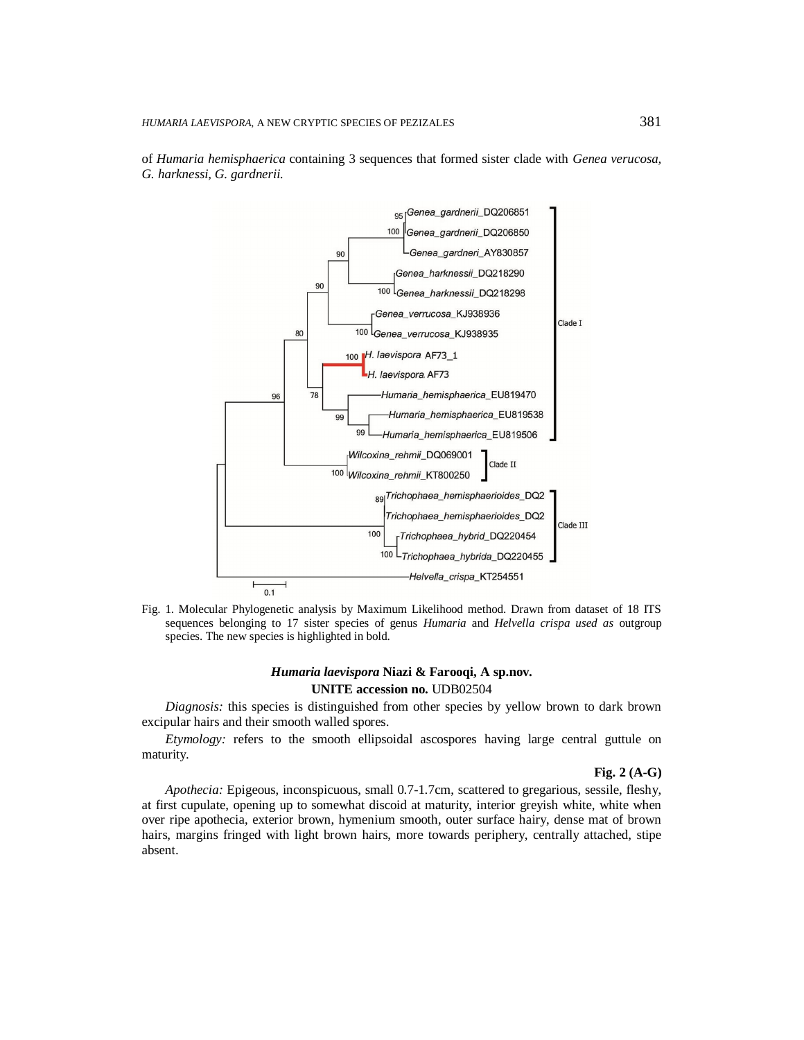of *Humaria hemisphaerica* containing 3 sequences that formed sister clade with *Genea verucosa, G. harknessi, G. gardnerii.*

Fig. 1. Molecular Phylogenetic analysis by Maximum Likelihood method. Drawn from dataset of 18 ITS sequences belonging to 17 sister species of genus *Humaria* and *Helvella crispa used as* outgroup species. The new species is highlighted in bold.

**_Humaria laevispora_ Niazi & Farooqi, A sp.nov.**

**UNITE accession no.** UDB02504

*Diagnosis:* this species is distinguished from other species by yellow brown to dark brown excipular hairs and their smooth walled spores.

*Etymology:* refers to the smooth ellipsoidal ascospores having large central guttule on maturity.

**Fig. 2 (A-G)**

*Apothecia:* Epigeous, inconspicuous, small 0.7-1.7cm, scattered to gregarious, sessile, fleshy, at first cupulate, opening up to somewhat discoid at maturity, interior greyish white, white when over ripe apothecia, exterior brown, hymenium smooth, outer surface hairy, dense mat of brown hairs, margins fringed with light brown hairs, more towards periphery, centrally attached, stipe absent.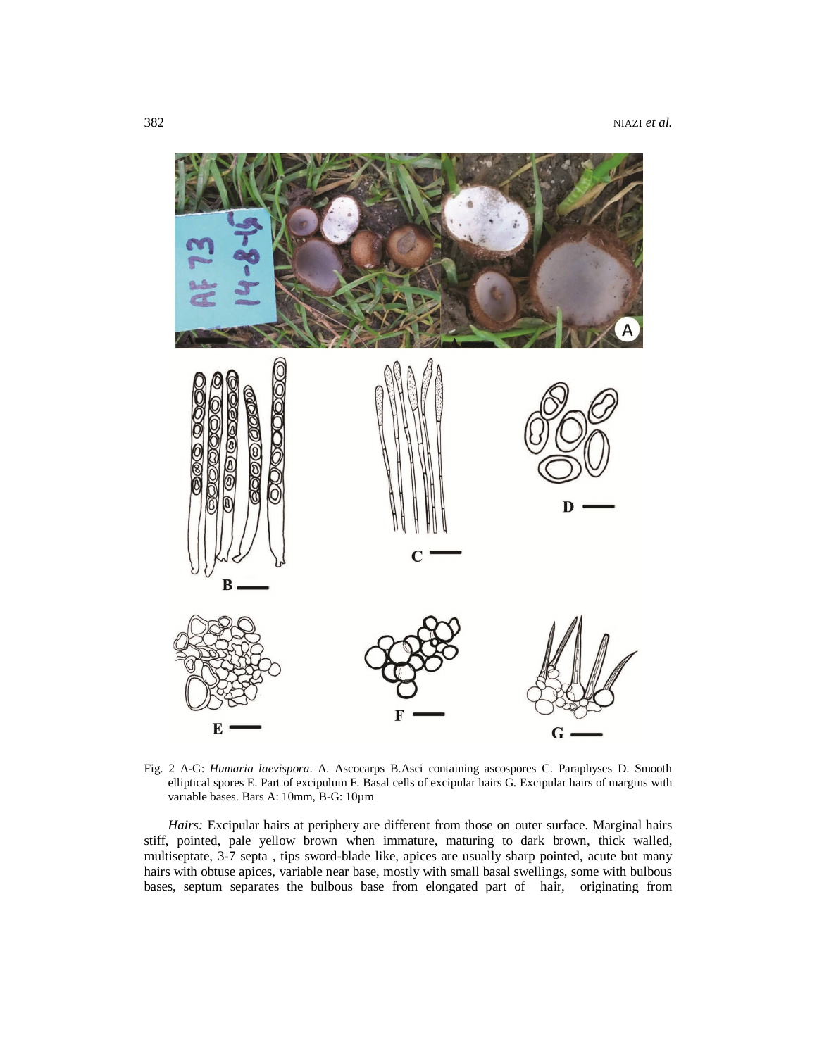Fig. 2 A-G: *Humaria laevispora*. A. Ascocarps B.Asci containing ascospores C. Paraphyses D. Smooth elliptical spores E. Part of excipulum F. Basal cells of excipular hairs G. Excipular hairs of margins with variable bases. Bars A: 10mm, B-G: 10µm

*Hairs:* Excipular hairs at periphery are different from those on outer surface. Marginal hairs stiff, pointed, pale yellow brown when immature, maturing to dark brown, thick walled, multiseptate, 3-7 septa , tips sword-blade like, apices are usually sharp pointed, acute but many hairs with obtuse apices, variable near base, mostly with small basal swellings, some with bulbous bases, septum separates the bulbous base from elongated part of hair, originating from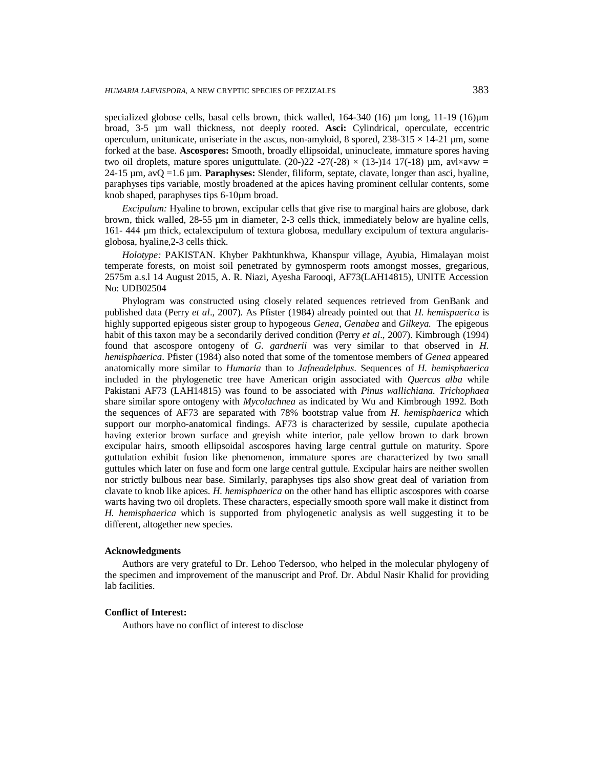specialized globose cells, basal cells brown, thick walled, 164-340 (16) µm long, 11-19 (16)µm broad, 3-5 µm wall thickness, not deeply rooted. **Asci:** Cylindrical, operculate, eccentric operculum, unitunicate, uniseriate in the ascus, non-amyloid, 8 spored, 238-315 × 14-21 µm, some forked at the base. **Ascospores:** Smooth, broadly ellipsoidal, uninucleate, immature spores having two oil droplets, mature spores uniguttulate. (20-)22 -27(-28) × (13-)14 17(-18) µm, avl×avw = 24-15 µm, avQ =1.6 µm. **Paraphyses:** Slender, filiform, septate, clavate, longer than asci, hyaline, paraphyses tips variable, mostly broadened at the apices having prominent cellular contents, some knob shaped, paraphyses tips 6-10µm broad.

*Excipulum:* Hyaline to brown, excipular cells that give rise to marginal hairs are globose, dark brown, thick walled, 28-55 µm in diameter, 2-3 cells thick, immediately below are hyaline cells, 161- 444 µm thick, ectalexcipulum of textura globosa, medullary excipulum of textura angularis-globosa, hyaline,2-3 cells thick.

*Holotype:* PAKISTAN. Khyber Pakhtunkhwa, Khanspur village, Ayubia, Himalayan moist temperate forests, on moist soil penetrated by gymnosperm roots amongst mosses, gregarious, 2575m a.s.l 14 August 2015, A. R. Niazi, Ayesha Farooqi, AF73(LAH14815), UNITE Accession No: UDB02504

Phylogram was constructed using closely related sequences retrieved from GenBank and published data (Perry *et al*., 2007). As Pfister (1984) already pointed out that *H. hemispaerica* is highly supported epigeous sister group to hypogeous *Genea*, *Genabea* and *Gilkeya.* The epigeous habit of this taxon may be a secondarily derived condition (Perry *et al*., 2007). Kimbrough (1994) found that ascospore ontogeny of *G. gardnerii* was very similar to that observed in *H. hemisphaerica*. Pfister (1984) also noted that some of the tomentose members of *Genea* appeared anatomically more similar to *Humaria* than to *Jafneadelphus*. Sequences of *H. hemisphaerica* included in the phylogenetic tree have American origin associated with *Quercus alba* while Pakistani AF73 (LAH14815) was found to be associated with *Pinus wallichiana. Trichophaea* share similar spore ontogeny with *Mycolachnea* as indicated by Wu and Kimbrough 1992. Both the sequences of AF73 are separated with 78% bootstrap value from *H. hemisphaerica* which support our morpho-anatomical findings. AF73 is characterized by sessile, cupulate apothecia having exterior brown surface and greyish white interior, pale yellow brown to dark brown excipular hairs, smooth ellipsoidal ascospores having large central guttule on maturity. Spore guttulation exhibit fusion like phenomenon, immature spores are characterized by two small guttules which later on fuse and form one large central guttule. Excipular hairs are neither swollen nor strictly bulbous near base. Similarly, paraphyses tips also show great deal of variation from clavate to knob like apices. *H. hemisphaerica* on the other hand has elliptic ascospores with coarse warts having two oil droplets. These characters, especially smooth spore wall make it distinct from *H. hemisphaerica* which is supported from phylogenetic analysis as well suggesting it to be different, altogether new species.

#### Acknowledgments

Authors are very grateful to Dr. Lehoo Tedersoo, who helped in the molecular phylogeny of the specimen and improvement of the manuscript and Prof. Dr. Abdul Nasir Khalid for providing lab facilities.

#### Conflict of Interest:

Authors have no conflict of interest to disclose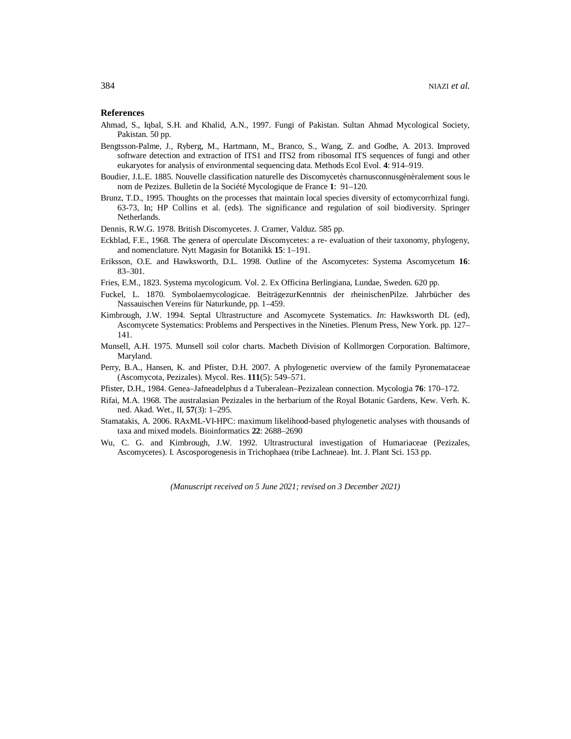## References

Ahmad, S., Iqbal, S.H. and Khalid, A.N., 1997. Fungi of Pakistan. Sultan Ahmad Mycological Society, Pakistan. 50 pp.

Bengtsson-Palme, J., Ryberg, M., Hartmann, M., Branco, S., Wang, Z. and Godhe, A. 2013. Improved software detection and extraction of ITS1 and ITS2 from ribosomal ITS sequences of fungi and other eukaryotes for analysis of environmental sequencing data. Methods Ecol Evol. **4**: 914–919.

Boudier, J.L.E. 1885. Nouvelle classification naturelle des Discomycetès charnusconnusgènèralement sous le nom de Pezizes. Bulletin de la Société Mycologique de France **1**: 91–120.

Brunz, T.D., 1995. Thoughts on the processes that maintain local species diversity of ectomycorrhizal fungi. 63-73, In; HP Collins et al. (eds). The significance and regulation of soil biodiversity. Springer Netherlands.

Dennis, R.W.G. 1978. British Discomycetes. J. Cramer, Valduz. 585 pp.

Eckblad, F.E., 1968. The genera of operculate Discomycetes: a re- evaluation of their taxonomy, phylogeny, and nomenclature. Nytt Magasin for Botanikk **15**: 1–191.

Eriksson, O.E. and Hawksworth, D.L. 1998. Outline of the Ascomycetes: Systema Ascomycetum **16**: 83–301.

Fries, E.M., 1823. Systema mycologicum. Vol. 2. Ex Officina Berlingiana, Lundae, Sweden. 620 pp.

Fuckel, L. 1870. Symbolaemycologicae. BeiträgezurKenntnis der rheinischenPilze. Jahrbücher des Nassauischen Vereins für Naturkunde, pp. 1–459.

Kimbrough, J.W. 1994. Septal Ultrastructure and Ascomycete Systematics. *In*: Hawksworth DL (ed), Ascomycete Systematics: Problems and Perspectives in the Nineties. Plenum Press, New York. pp. 127–141.

Munsell, A.H. 1975. Munsell soil color charts. Macbeth Division of Kollmorgen Corporation. Baltimore, Maryland.

Perry, B.A., Hansen, K. and Pfister, D.H. 2007. A phylogenetic overview of the family Pyronemataceae (Ascomycota, Pezizales). Mycol. Res. **111**(5): 549–571.

Pfister, D.H., 1984. Genea–Jafneadelphus d a Tuberalean–Pezizalean connection. Mycologia **76**: 170–172.

Rifai, M.A. 1968. The australasian Pezizales in the herbarium of the Royal Botanic Gardens, Kew. Verh. K. ned. Akad. Wet., II, **57**(3): 1–295.

Stamatakis, A. 2006. RAxML-VI-HPC: maximum likelihood-based phylogenetic analyses with thousands of taxa and mixed models. Bioinformatics **22**: 2688–2690

Wu, C. G. and Kimbrough, J.W. 1992. Ultrastructural investigation of Humariaceae (Pezizales, Ascomycetes). I. Ascosporogenesis in Trichophaea (tribe Lachneae). Int. J. Plant Sci. 153 pp.

*(Manuscript received on 5 June 2021; revised on 3 December 2021)*